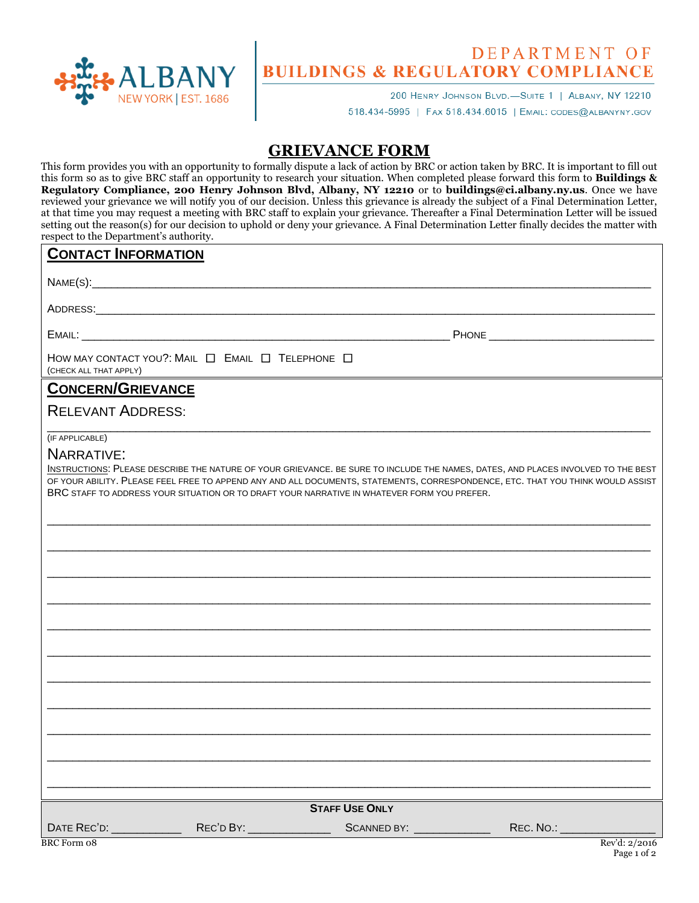ALBANY
NEW YORK | EST. 1686

DEPARTMENT OF
BUILDINGS & REGULATORY COMPLIANCE

200 Henry Johnson Blvd.—Suite 1 | Albany, NY 12210
518.434-5995 | Fax 518.434.6015 | Email: codes@albanyny.gov

# GRIEVANCE FORM

This form provides you with an opportunity to formally dispute a lack of action by BRC or action taken by BRC. It is important to fill out this form so as to give BRC staff an opportunity to research your situation. When completed please forward this form to **Buildings & Regulatory Compliance, 200 Henry Johnson Blvd, Albany, NY 12210** or to **buildings@ci.albany.ny.us**. Once we have reviewed your grievance we will notify you of our decision. Unless this grievance is already the subject of a Final Determination Letter, at that time you may request a meeting with BRC staff to explain your grievance. Thereafter a Final Determination Letter will be issued setting out the reason(s) for our decision to uphold or deny your grievance. A Final Determination Letter finally decides the matter with respect to the Department's authority.

## CONTACT INFORMATION

NAME(S):_______________________________________________________________________________

ADDRESS:_______________________________________________________________________________

EMAIL: _______________________________________________________ PHONE _________________________

HOW MAY CONTACT YOU?: MAIL ☐ EMAIL ☐ TELEPHONE ☐
(CHECK ALL THAT APPLY)

## CONCERN/GRIEVANCE

RELEVANT ADDRESS:

_______________________________________________________________________________
(IF APPLICABLE)

NARRATIVE:

INSTRUCTIONS: PLEASE DESCRIBE THE NATURE OF YOUR GRIEVANCE. BE SURE TO INCLUDE THE NAMES, DATES, AND PLACES INVOLVED TO THE BEST OF YOUR ABILITY. PLEASE FEEL FREE TO APPEND ANY AND ALL DOCUMENTS, STATEMENTS, CORRESPONDENCE, ETC. THAT YOU THINK WOULD ASSIST BRC STAFF TO ADDRESS YOUR SITUATION OR TO DRAFT YOUR NARRATIVE IN WHATEVER FORM YOU PREFER.

_______________________________________________________________________________

_______________________________________________________________________________

_______________________________________________________________________________

_______________________________________________________________________________

_______________________________________________________________________________

_______________________________________________________________________________

_______________________________________________________________________________

_______________________________________________________________________________

_______________________________________________________________________________

_______________________________________________________________________________

_______________________________________________________________________________

**STAFF USE ONLY**

DATE REC'D: __________ REC'D BY: ____________ SCANNED BY: ___________ REC. NO.: ______________

BRC Form 08 Rev'd: 2/2016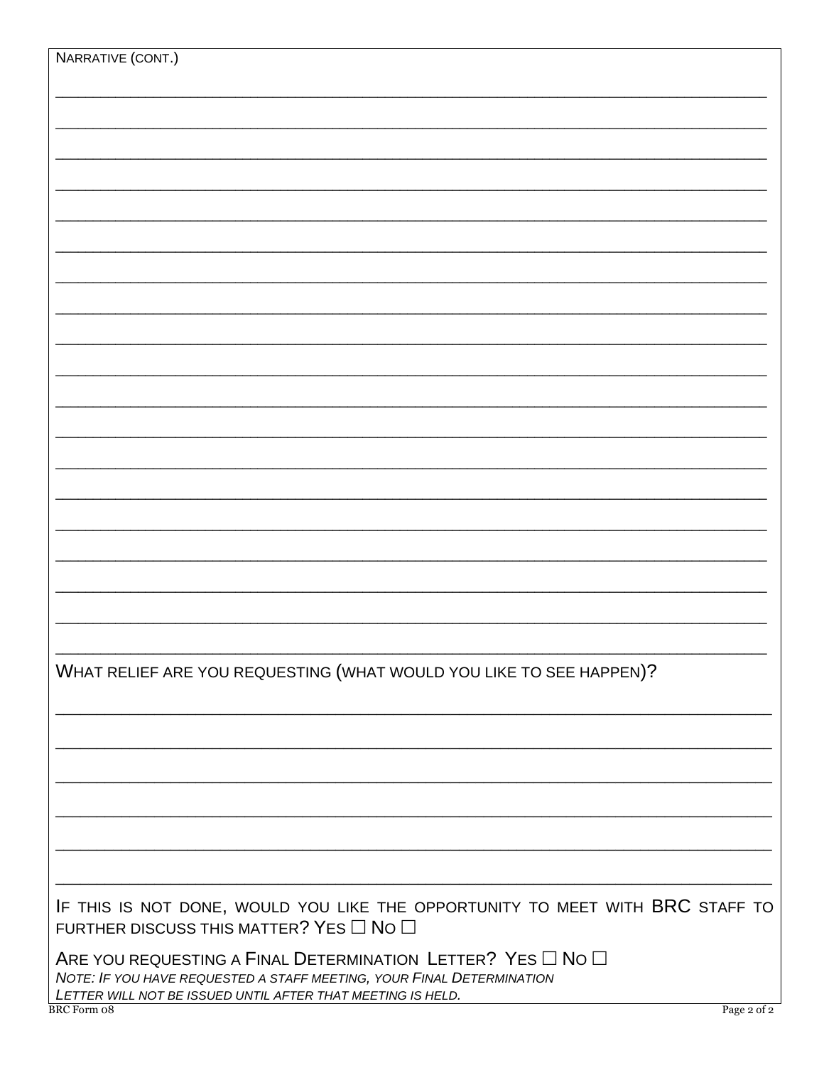NARRATIVE (CONT.)

\_\_\_\_\_\_\_\_\_\_\_\_\_\_\_\_\_\_\_\_\_\_\_\_\_\_\_\_\_\_\_\_\_\_\_\_\_\_\_\_\_\_\_\_\_\_\_\_\_\_\_\_\_\_\_\_\_\_\_\_\_\_\_\_\_\_\_\_\_\_\_\_\_\_\_\_\_\_

\_\_\_\_\_\_\_\_\_\_\_\_\_\_\_\_\_\_\_\_\_\_\_\_\_\_\_\_\_\_\_\_\_\_\_\_\_\_\_\_\_\_\_\_\_\_\_\_\_\_\_\_\_\_\_\_\_\_\_\_\_\_\_\_\_\_\_\_\_\_\_\_\_\_\_\_\_\_

\_\_\_\_\_\_\_\_\_\_\_\_\_\_\_\_\_\_\_\_\_\_\_\_\_\_\_\_\_\_\_\_\_\_\_\_\_\_\_\_\_\_\_\_\_\_\_\_\_\_\_\_\_\_\_\_\_\_\_\_\_\_\_\_\_\_\_\_\_\_\_\_\_\_\_\_\_\_

\_\_\_\_\_\_\_\_\_\_\_\_\_\_\_\_\_\_\_\_\_\_\_\_\_\_\_\_\_\_\_\_\_\_\_\_\_\_\_\_\_\_\_\_\_\_\_\_\_\_\_\_\_\_\_\_\_\_\_\_\_\_\_\_\_\_\_\_\_\_\_\_\_\_\_\_\_\_

\_\_\_\_\_\_\_\_\_\_\_\_\_\_\_\_\_\_\_\_\_\_\_\_\_\_\_\_\_\_\_\_\_\_\_\_\_\_\_\_\_\_\_\_\_\_\_\_\_\_\_\_\_\_\_\_\_\_\_\_\_\_\_\_\_\_\_\_\_\_\_\_\_\_\_\_\_\_

\_\_\_\_\_\_\_\_\_\_\_\_\_\_\_\_\_\_\_\_\_\_\_\_\_\_\_\_\_\_\_\_\_\_\_\_\_\_\_\_\_\_\_\_\_\_\_\_\_\_\_\_\_\_\_\_\_\_\_\_\_\_\_\_\_\_\_\_\_\_\_\_\_\_\_\_\_\_

\_\_\_\_\_\_\_\_\_\_\_\_\_\_\_\_\_\_\_\_\_\_\_\_\_\_\_\_\_\_\_\_\_\_\_\_\_\_\_\_\_\_\_\_\_\_\_\_\_\_\_\_\_\_\_\_\_\_\_\_\_\_\_\_\_\_\_\_\_\_\_\_\_\_\_\_\_\_

\_\_\_\_\_\_\_\_\_\_\_\_\_\_\_\_\_\_\_\_\_\_\_\_\_\_\_\_\_\_\_\_\_\_\_\_\_\_\_\_\_\_\_\_\_\_\_\_\_\_\_\_\_\_\_\_\_\_\_\_\_\_\_\_\_\_\_\_\_\_\_\_\_\_\_\_\_\_

\_\_\_\_\_\_\_\_\_\_\_\_\_\_\_\_\_\_\_\_\_\_\_\_\_\_\_\_\_\_\_\_\_\_\_\_\_\_\_\_\_\_\_\_\_\_\_\_\_\_\_\_\_\_\_\_\_\_\_\_\_\_\_\_\_\_\_\_\_\_\_\_\_\_\_\_\_\_

\_\_\_\_\_\_\_\_\_\_\_\_\_\_\_\_\_\_\_\_\_\_\_\_\_\_\_\_\_\_\_\_\_\_\_\_\_\_\_\_\_\_\_\_\_\_\_\_\_\_\_\_\_\_\_\_\_\_\_\_\_\_\_\_\_\_\_\_\_\_\_\_\_\_\_\_\_\_

\_\_\_\_\_\_\_\_\_\_\_\_\_\_\_\_\_\_\_\_\_\_\_\_\_\_\_\_\_\_\_\_\_\_\_\_\_\_\_\_\_\_\_\_\_\_\_\_\_\_\_\_\_\_\_\_\_\_\_\_\_\_\_\_\_\_\_\_\_\_\_\_\_\_\_\_\_\_

\_\_\_\_\_\_\_\_\_\_\_\_\_\_\_\_\_\_\_\_\_\_\_\_\_\_\_\_\_\_\_\_\_\_\_\_\_\_\_\_\_\_\_\_\_\_\_\_\_\_\_\_\_\_\_\_\_\_\_\_\_\_\_\_\_\_\_\_\_\_\_\_\_\_\_\_\_\_

\_\_\_\_\_\_\_\_\_\_\_\_\_\_\_\_\_\_\_\_\_\_\_\_\_\_\_\_\_\_\_\_\_\_\_\_\_\_\_\_\_\_\_\_\_\_\_\_\_\_\_\_\_\_\_\_\_\_\_\_\_\_\_\_\_\_\_\_\_\_\_\_\_\_\_\_\_\_

\_\_\_\_\_\_\_\_\_\_\_\_\_\_\_\_\_\_\_\_\_\_\_\_\_\_\_\_\_\_\_\_\_\_\_\_\_\_\_\_\_\_\_\_\_\_\_\_\_\_\_\_\_\_\_\_\_\_\_\_\_\_\_\_\_\_\_\_\_\_\_\_\_\_\_\_\_\_

\_\_\_\_\_\_\_\_\_\_\_\_\_\_\_\_\_\_\_\_\_\_\_\_\_\_\_\_\_\_\_\_\_\_\_\_\_\_\_\_\_\_\_\_\_\_\_\_\_\_\_\_\_\_\_\_\_\_\_\_\_\_\_\_\_\_\_\_\_\_\_\_\_\_\_\_\_\_

\_\_\_\_\_\_\_\_\_\_\_\_\_\_\_\_\_\_\_\_\_\_\_\_\_\_\_\_\_\_\_\_\_\_\_\_\_\_\_\_\_\_\_\_\_\_\_\_\_\_\_\_\_\_\_\_\_\_\_\_\_\_\_\_\_\_\_\_\_\_\_\_\_\_\_\_\_\_

\_\_\_\_\_\_\_\_\_\_\_\_\_\_\_\_\_\_\_\_\_\_\_\_\_\_\_\_\_\_\_\_\_\_\_\_\_\_\_\_\_\_\_\_\_\_\_\_\_\_\_\_\_\_\_\_\_\_\_\_\_\_\_\_\_\_\_\_\_\_\_\_\_\_\_\_\_\_

\_\_\_\_\_\_\_\_\_\_\_\_\_\_\_\_\_\_\_\_\_\_\_\_\_\_\_\_\_\_\_\_\_\_\_\_\_\_\_\_\_\_\_\_\_\_\_\_\_\_\_\_\_\_\_\_\_\_\_\_\_\_\_\_\_\_\_\_\_\_\_\_\_\_\_\_\_\_

\_\_\_\_\_\_\_\_\_\_\_\_\_\_\_\_\_\_\_\_\_\_\_\_\_\_\_\_\_\_\_\_\_\_\_\_\_\_\_\_\_\_\_\_\_\_\_\_\_\_\_\_\_\_\_\_\_\_\_\_\_\_\_\_\_\_\_\_\_\_\_\_\_\_\_\_\_\_

WHAT RELIEF ARE YOU REQUESTING (WHAT WOULD YOU LIKE TO SEE HAPPEN)?

\_\_\_\_\_\_\_\_\_\_\_\_\_\_\_\_\_\_\_\_\_\_\_\_\_\_\_\_\_\_\_\_\_\_\_\_\_\_\_\_\_\_\_\_\_\_\_\_\_\_\_\_\_\_\_\_\_\_\_\_\_\_\_\_\_\_\_\_\_\_\_\_\_\_\_\_\_\_

\_\_\_\_\_\_\_\_\_\_\_\_\_\_\_\_\_\_\_\_\_\_\_\_\_\_\_\_\_\_\_\_\_\_\_\_\_\_\_\_\_\_\_\_\_\_\_\_\_\_\_\_\_\_\_\_\_\_\_\_\_\_\_\_\_\_\_\_\_\_\_\_\_\_\_\_\_\_

\_\_\_\_\_\_\_\_\_\_\_\_\_\_\_\_\_\_\_\_\_\_\_\_\_\_\_\_\_\_\_\_\_\_\_\_\_\_\_\_\_\_\_\_\_\_\_\_\_\_\_\_\_\_\_\_\_\_\_\_\_\_\_\_\_\_\_\_\_\_\_\_\_\_\_\_\_\_

\_\_\_\_\_\_\_\_\_\_\_\_\_\_\_\_\_\_\_\_\_\_\_\_\_\_\_\_\_\_\_\_\_\_\_\_\_\_\_\_\_\_\_\_\_\_\_\_\_\_\_\_\_\_\_\_\_\_\_\_\_\_\_\_\_\_\_\_\_\_\_\_\_\_\_\_\_\_

\_\_\_\_\_\_\_\_\_\_\_\_\_\_\_\_\_\_\_\_\_\_\_\_\_\_\_\_\_\_\_\_\_\_\_\_\_\_\_\_\_\_\_\_\_\_\_\_\_\_\_\_\_\_\_\_\_\_\_\_\_\_\_\_\_\_\_\_\_\_\_\_\_\_\_\_\_\_

\_\_\_\_\_\_\_\_\_\_\_\_\_\_\_\_\_\_\_\_\_\_\_\_\_\_\_\_\_\_\_\_\_\_\_\_\_\_\_\_\_\_\_\_\_\_\_\_\_\_\_\_\_\_\_\_\_\_\_\_\_\_\_\_\_\_\_\_\_\_\_\_\_\_\_\_\_\_

IF THIS IS NOT DONE, WOULD YOU LIKE THE OPPORTUNITY TO MEET WITH BRC STAFF TO FURTHER DISCUSS THIS MATTER? YES ☐ NO ☐

ARE YOU REQUESTING A FINAL DETERMINATION LETTER? YES ☐ NO ☐

*NOTE: IF YOU HAVE REQUESTED A STAFF MEETING, YOUR FINAL DETERMINATION LETTER WILL NOT BE ISSUED UNTIL AFTER THAT MEETING IS HELD.*

BRC Form 08